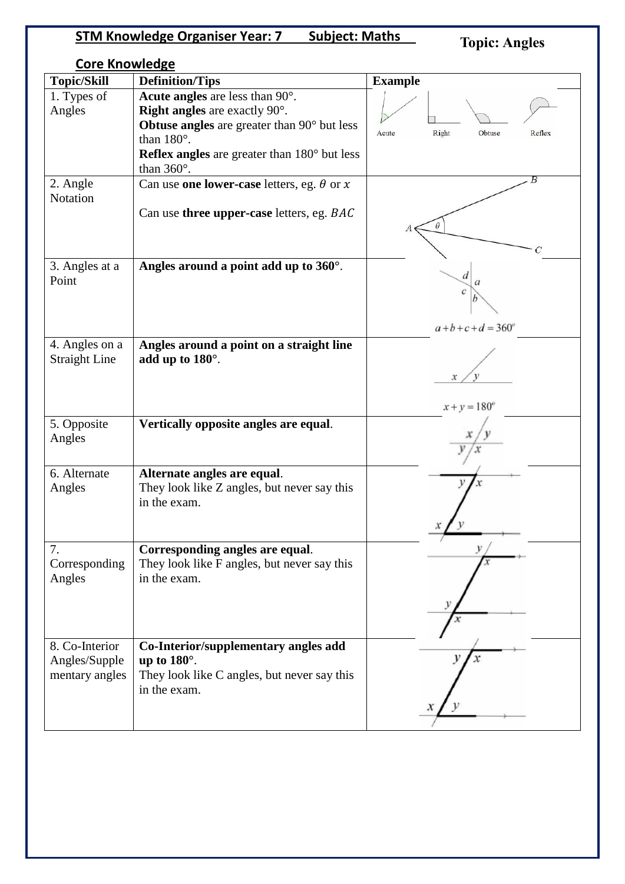**STM Knowledge Organiser Year: 7 Subject: Maths**

**Topic: Angles**

## Core Knowledge

| Topic/Skill | Definition/Tips | Example |
|---|---|---|
| 1. Types of Angles | **Acute angles** are less than 90°.<br>**Right angles** are exactly 90°.<br>**Obtuse angles** are greater than 90° but less than 180°.<br>**Reflex angles** are greater than 180° but less than 360°. | Acute Right Obtuse Reflex |
| 2. Angle Notation | Can use **one lower-case** letters, eg. $\theta$ or $x$<br><br>Can use **three upper-case** letters, eg. $BAC$ | $B$ $A$ $\theta$ $C$ |
| 3. Angles at a Point | **Angles around a point add up to 360°**. | $d$ $a$ $c$ $b$<br>$a+b+c+d=360^o$ |
| 4. Angles on a Straight Line | **Angles around a point on a straight line add up to 180°**. | $x$ $y$<br>$x+y=180^o$ |
| 5. Opposite Angles | **Vertically opposite angles are equal**. | $x$ $y$ $y$ $x$ |
| 6. Alternate Angles | **Alternate angles are equal**.<br>They look like Z angles, but never say this in the exam. | $y$ $x$ $x$ $y$ |
| 7. Corresponding Angles | **Corresponding angles are equal**.<br>They look like F angles, but never say this in the exam. | $y$ $x$ $y$ $x$ |
| 8. Co-Interior Angles/Supplementary angles | **Co-Interior/supplementary angles add up to 180°**.<br>They look like C angles, but never say this in the exam. | $y$ $x$ $x$ $y$ |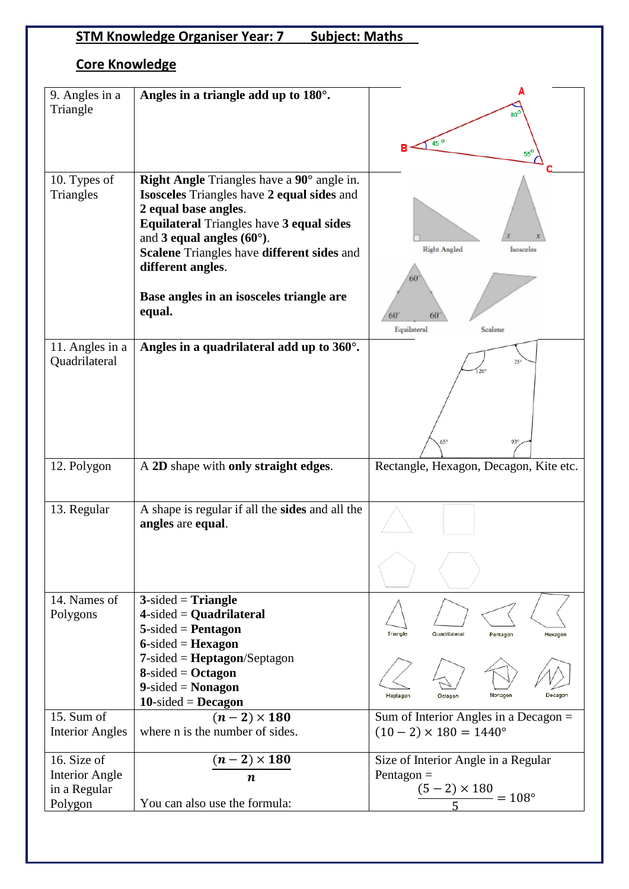**STM Knowledge Organiser Year: 7 Subject: Maths**

## Core Knowledge

| | | |
|---|---|---|
| 9. Angles in a Triangle | **Angles in a triangle add up to 180°.** | |
| 10. Types of Triangles | **Right Angle** Triangles have a **90°** angle in. **Isosceles** Triangles have **2 equal sides** and **2 equal base angles**. **Equilateral** Triangles have **3 equal sides** and **3 equal angles (60°)**. **Scalene** Triangles have **different sides** and **different angles**. <br><br> **Base angles in an isosceles triangle are equal.** | |
| 11. Angles in a Quadrilateral | **Angles in a quadrilateral add up to 360°.** | |
| 12. Polygon | A **2D** shape with **only straight edges**. | Rectangle, Hexagon, Decagon, Kite etc. |
| 13. Regular | A shape is regular if all the **sides** and all the **angles** are **equal**. | |
| 14. Names of Polygons | **3**-sided = **Triangle** <br> **4**-sided = **Quadrilateral** <br> **5**-sided = **Pentagon** <br> **6**-sided = **Hexagon** <br> **7**-sided = **Heptagon**/Septagon <br> **8**-sided = **Octagon** <br> **9**-sided = **Nonagon** <br> **10**-sided = **Decagon** | |
| 15. Sum of Interior Angles | $(n-2) \times 180$ <br> where n is the number of sides. | Sum of Interior Angles in a Decagon = $(10-2) \times 180 = 1440°$ |
| 16. Size of Interior Angle in a Regular Polygon | $\frac{(n-2) \times 180}{n}$ <br><br> You can also use the formula: | Size of Interior Angle in a Regular Pentagon = $\frac{(5-2) \times 180}{5} = 108°$ |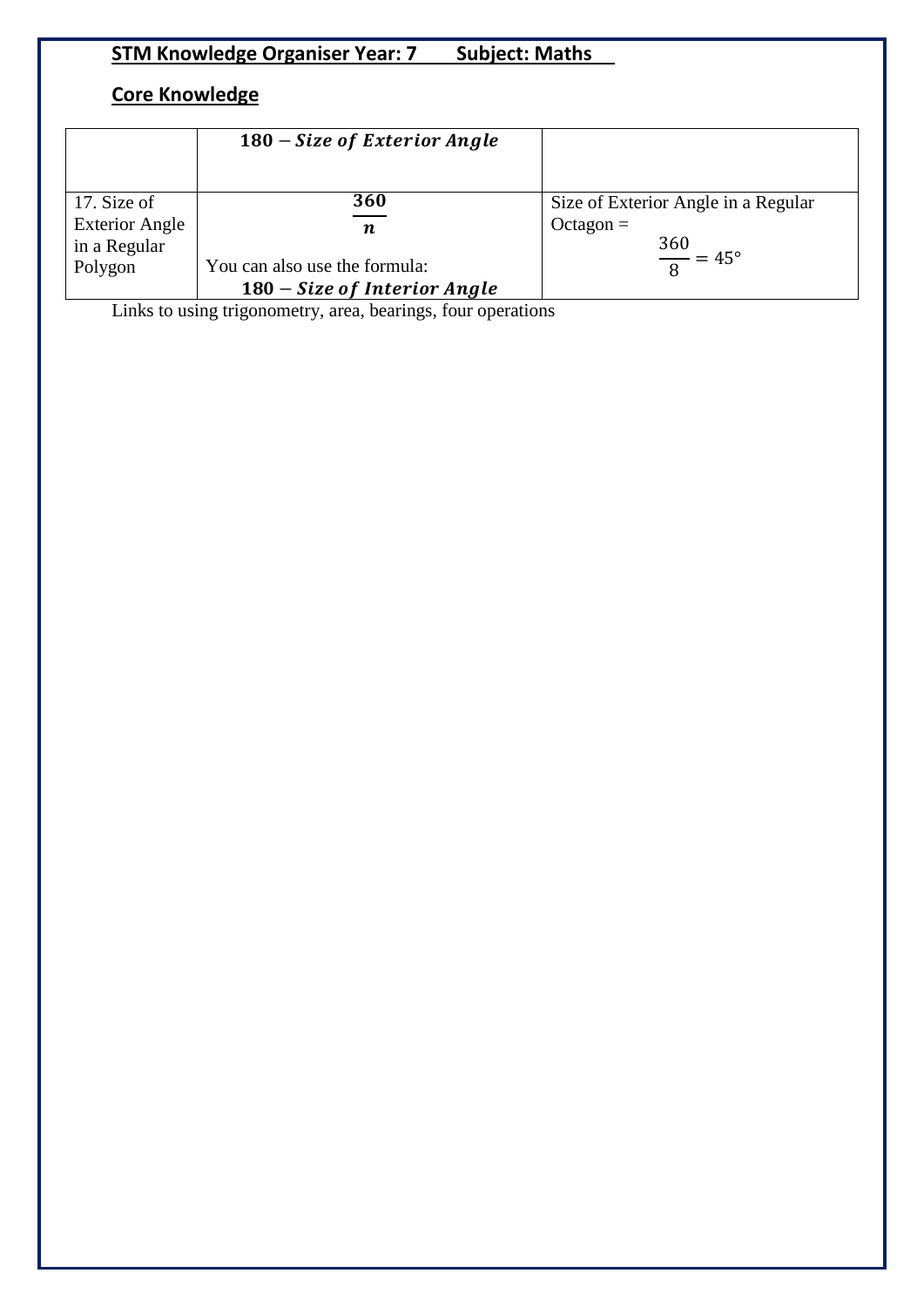## STM Knowledge Organiser Year: 7 Subject: Maths

## Core Knowledge

| | | |
|---|---|---|
| | $180 - Size\ of\ Exterior\ Angle$ | |
| 17. Size of Exterior Angle in a Regular Polygon | $\frac{360}{n}$<br><br>You can also use the formula:<br>$180 - Size\ of\ Interior\ Angle$ | Size of Exterior Angle in a Regular Octagon = $\frac{360}{8} = 45°$ |

Links to using trigonometry, area, bearings, four operations